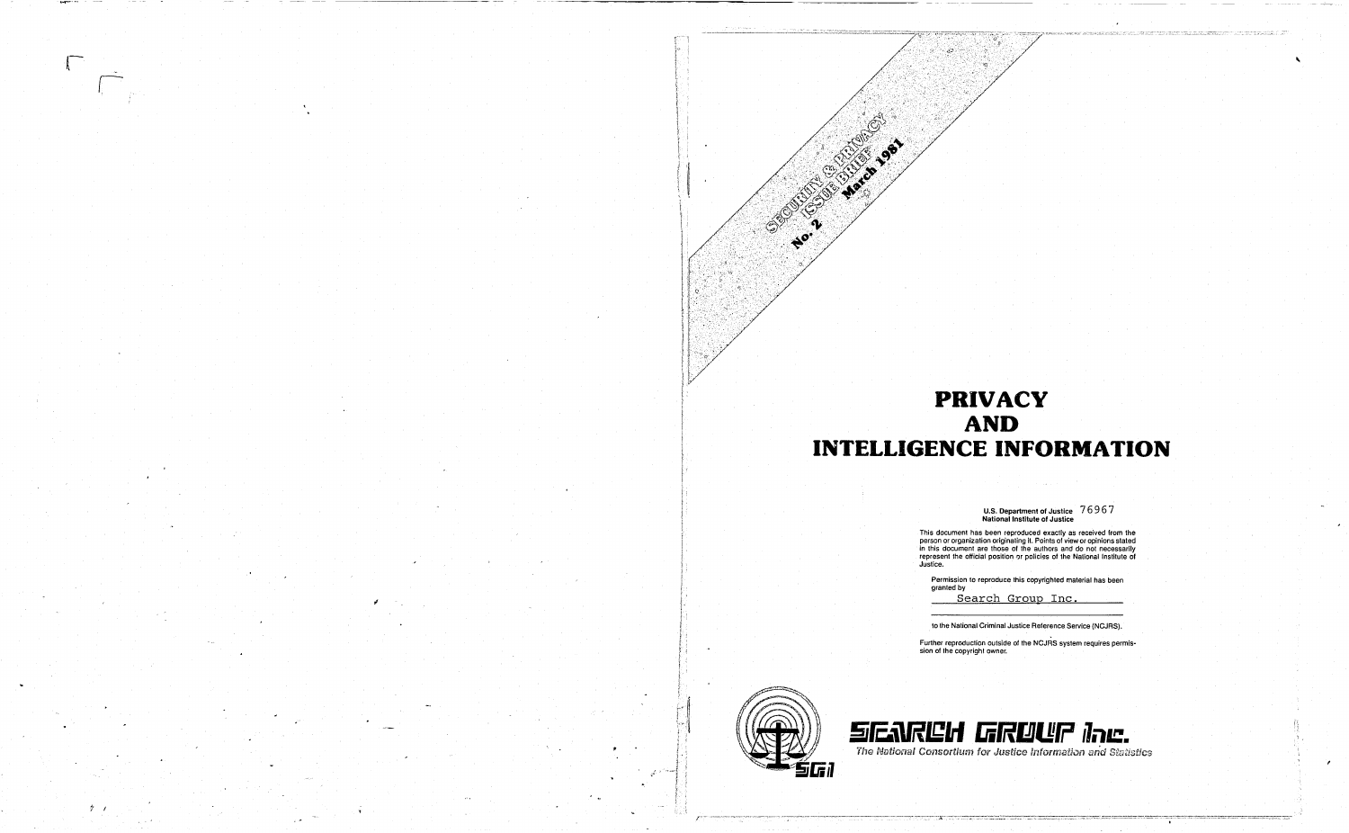SECURITY & PRIVACY ISSUE BRIEF
No. 2 March 1981

# PRIVACY AND INTELLIGENCE INFORMATION

**U.S. Department of Justice** 76967
**National Institute of Justice**

This document has been reproduced exactly as received from the person or organization originating it. Points of view or opinions stated in this document are those of the authors and do not necessarily represent the official position or policies of the National Institute of Justice.

Permission to reproduce this copyrighted material has been granted by

Search Group Inc.

to the National Criminal Justice Reference Service (NCJRS).

Further reproduction outside of the NCJRS system requires permission of the copyright owner.

SEARCH GROUP Inc.

*The National Consortium for Justice Information and Statistics*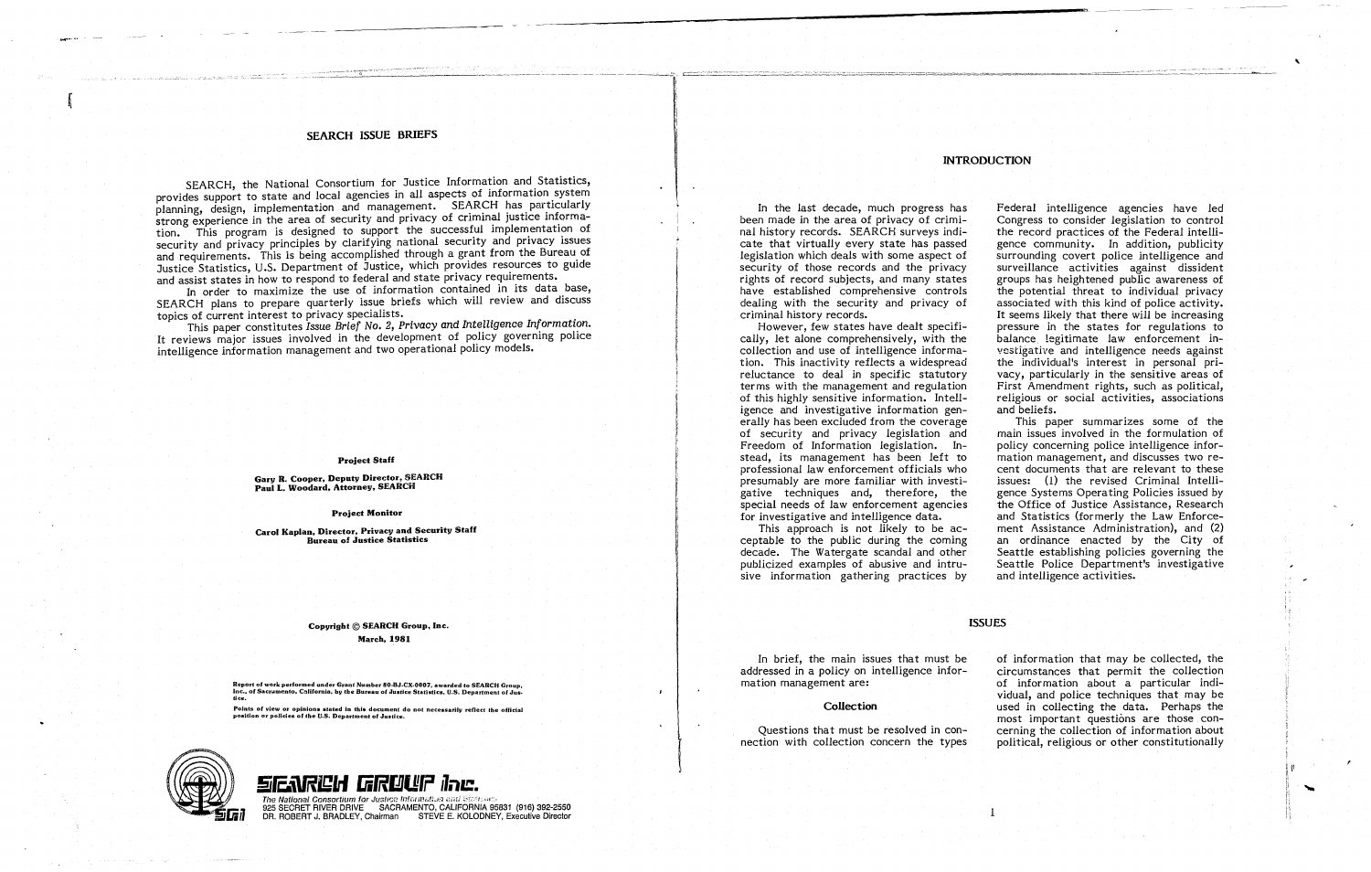## SEARCH ISSUE BRIEFS

SEARCH, the National Consortium for Justice Information and Statistics, provides support to state and local agencies in all aspects of information system planning, design, implementation and management. SEARCH has particularly strong experience in the area of security and privacy of criminal justice information. This program is designed to support the successful implementation of security and privacy principles by clarifying national security and privacy issues and requirements. This is being accomplished through a grant from the Bureau of Justice Statistics, U.S. Department of Justice, which provides resources to guide and assist states in how to respond to federal and state privacy requirements.

In order to maximize the use of information contained in its data base, SEARCH plans to prepare quarterly issue briefs which will review and discuss topics of current interest to privacy specialists.

This paper constitutes *Issue Brief No. 2, Privacy and Intelligence Information*. It reviews major issues involved in the development of policy governing police intelligence information management and two operational policy models.

**Project Staff**

**Gary R. Cooper, Deputy Director, SEARCH**
**Paul L. Woodard, Attorney, SEARCH**

**Project Monitor**

**Carol Kaplan, Director, Privacy and Security Staff**
**Bureau of Justice Statistics**

**Copyright © SEARCH Group, Inc.**
**March, 1981**

Report of work performed under Grant Number 80-BJ-CX-0007, awarded to SEARCH Group, Inc., of Sacramento, California, by the Bureau of Justice Statistics, U.S. Department of Justice.

Points of view or opinions stated in this document do not necessarily reflect the official position or policies of the U.S. Department of Justice.

SEARCH GROUP Inc.
The National Consortium for Justice Information and Statistics
925 SECRET RIVER DRIVE SACRAMENTO, CALIFORNIA 95831 (916) 392-2550
DR. ROBERT J. BRADLEY, Chairman STEVE E. KOLODNEY, Executive Director

## INTRODUCTION

In the last decade, much progress has been made in the area of privacy of criminal history records. SEARCH surveys indicate that virtually every state has passed legislation which deals with some aspect of security of those records and the privacy rights of record subjects, and many states have established comprehensive controls dealing with the security and privacy of criminal history records.

However, few states have dealt specifically, let alone comprehensively, with the collection and use of intelligence information. This inactivity reflects a widespread reluctance to deal in specific statutory terms with the management and regulation of this highly sensitive information. Intelligence and investigative information generally has been excluded from the coverage of security and privacy legislation and Freedom of Information legislation. Instead, its management has been left to professional law enforcement officials who presumably are more familiar with investigative techniques and, therefore, the special needs of law enforcement agencies for investigative and intelligence data.

This approach is not likely to be acceptable to the public during the coming decade. The Watergate scandal and other publicized examples of abusive and intrusive information gathering practices by Federal intelligence agencies have led Congress to consider legislation to control the record practices of the Federal intelligence community. In addition, publicity surrounding covert police intelligence and surveillance activities against dissident groups has heightened public awareness of the potential threat to individual privacy associated with this kind of police activity. It seems likely that there will be increasing pressure in the states for regulations to balance legitimate law enforcement investigative and intelligence needs against the individual's interest in personal privacy, particularly in the sensitive areas of First Amendment rights, such as political, religious or social activities, associations and beliefs.

This paper summarizes some of the main issues involved in the formulation of policy concerning police intelligence information management, and discusses two recent documents that are relevant to these issues: (1) the revised Criminal Intelligence Systems Operating Policies issued by the Office of Justice Assistance, Research and Statistics (formerly the Law Enforcement Assistance Administration), and (2) an ordinance enacted by the City of Seattle establishing policies governing the Seattle Police Department's investigative and intelligence activities.

## ISSUES

In brief, the main issues that must be addressed in a policy on intelligence information management are:

### Collection

Questions that must be resolved in connection with collection concern the types of information that may be collected, the circumstances that permit the collection of information about a particular individual, and police techniques that may be used in collecting the data. Perhaps the most important questions are those concerning the collection of information about political, religious or other constitutionally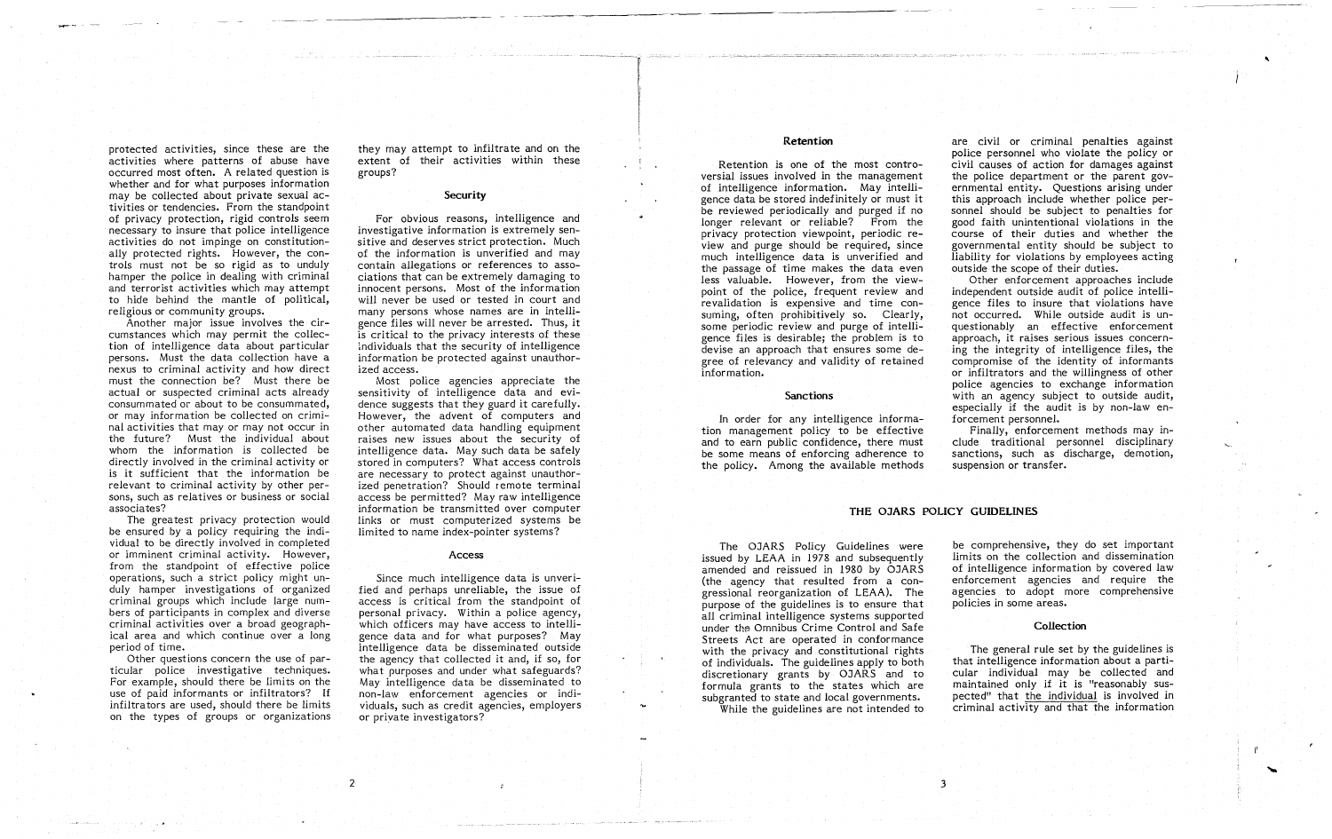protected activities, since these are the activities where patterns of abuse have occurred most often. A related question is whether and for what purposes information may be collected about private sexual activities or tendencies. From the standpoint of privacy protection, rigid controls seem necessary to insure that police intelligence activities do not impinge on constitutionally protected rights. However, the controls must not be so rigid as to unduly hamper the police in dealing with criminal and terrorist activities which may attempt to hide behind the mantle of political, religious or community groups.

Another major issue involves the circumstances which may permit the collection of intelligence data about particular persons. Must the data collection have a nexus to criminal activity and how direct must the connection be? Must there be actual or suspected criminal acts already consummated or about to be consummated, or may information be collected on criminal activities that may or may not occur in the future? Must the individual about whom the information is collected be directly involved in the criminal activity or is it sufficient that the information be relevant to criminal activity by other persons, such as relatives or business or social associates?

The greatest privacy protection would be ensured by a policy requiring the individual to be directly involved in completed or imminent criminal activity. However, from the standpoint of effective police operations, such a strict policy might unduly hamper investigations of organized criminal groups which include large numbers of participants in complex and diverse criminal activities over a broad geographical area and which continue over a long period of time.

Other questions concern the use of particular police investigative techniques. For example, should there be limits on the use of paid informants or infiltrators? If infiltrators are used, should there be limits on the types of groups or organizations they may attempt to infiltrate and on the extent of their activities within these groups?

### Security

For obvious reasons, intelligence and investigative information is extremely sensitive and deserves strict protection. Much of the information is unverified and may contain allegations or references to associations that can be extremely damaging to innocent persons. Most of the information will never be used or tested in court and many persons whose names are in intelligence files will never be arrested. Thus, it is critical to the privacy interests of these individuals that the security of intelligence information be protected against unauthorized access.

Most police agencies appreciate the sensitivity of intelligence data and evidence suggests that they guard it carefully. However, the advent of computers and other automated data handling equipment raises new issues about the security of intelligence data. May such data be safely stored in computers? What access controls are necessary to protect against unauthorized penetration? Should remote terminal access be permitted? May raw intelligence information be transmitted over computer links or must computerized systems be limited to name index-pointer systems?

### Access

Since much intelligence data is unverified and perhaps unreliable, the issue of access is critical from the standpoint of personal privacy. Within a police agency, which officers may have access to intelligence data and for what purposes? May intelligence data be disseminated outside the agency that collected it and, if so, for what purposes and under what safeguards? May intelligence data be disseminated to non-law enforcement agencies or individuals, such as credit agencies, employers or private investigators?

### Retention

Retention is one of the most controversial issues involved in the management of intelligence information. May intelligence data be stored indefinitely or must it be reviewed periodically and purged if no longer relevant or reliable? From the privacy protection viewpoint, periodic review and purge should be required, since much intelligence data is unverified and the passage of time makes the data even less valuable. However, from the viewpoint of the police, frequent review and revalidation is expensive and time consuming, often prohibitively so. Clearly, some periodic review and purge of intelligence files is desirable; the problem is to devise an approach that ensures some degree of relevancy and validity of retained information.

### Sanctions

In order for any intelligence information management policy to be effective and to earn public confidence, there must be some means of enforcing adherence to the policy. Among the available methods are civil or criminal penalties against police personnel who violate the policy or civil causes of action for damages against the police department or the parent governmental entity. Questions arising under this approach include whether police personnel should be subject to penalties for good faith unintentional violations in the course of their duties and whether the governmental entity should be subject to liability for violations by employees acting outside the scope of their duties.

Other enforcement approaches include independent outside audit of police intelligence files to insure that violations have not occurred. While outside audit is unquestionably an effective enforcement approach, it raises serious issues concerning the integrity of intelligence files, the compromise of the identity of informants or infiltrators and the willingness of other police agencies to exchange information with an agency subject to outside audit, especially if the audit is by non-law enforcement personnel.

Finally, enforcement methods may include traditional personnel disciplinary sanctions, such as discharge, demotion, suspension or transfer.

## THE OJARS POLICY GUIDELINES

The OJARS Policy Guidelines were issued by LEAA in 1978 and subsequently amended and reissued in 1980 by OJARS (the agency that resulted from a congressional reorganization of LEAA). The purpose of the guidelines is to ensure that all criminal intelligence systems supported under the Omnibus Crime Control and Safe Streets Act are operated in conformance with the privacy and constitutional rights of individuals. The guidelines apply to both discretionary grants by OJARS and to formula grants to the states which are subgranted to state and local governments.

While the guidelines are not intended to be comprehensive, they do set important limits on the collection and dissemination of intelligence information by covered law enforcement agencies and require the agencies to adopt more comprehensive policies in some areas.

### Collection

The general rule set by the guidelines is that intelligence information about a particular individual may be collected and maintained only if it is "reasonably suspected" that <u>the individual</u> is involved in criminal activity and that the information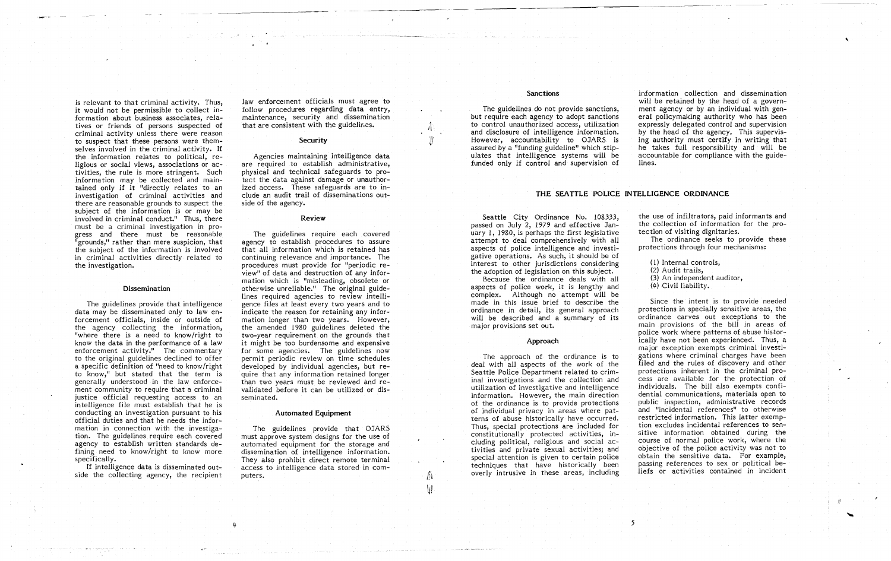is relevant to that criminal activity. Thus, it would not be permissible to collect information about business associates, relatives or friends of persons suspected of criminal activity unless there were reason to suspect that these persons were themselves involved in the criminal activity. If the information relates to political, religious or social views, associations or activities, the rule is more stringent. Such information may be collected and maintained only if it "directly relates to an investigation of criminal activities and there are reasonable grounds to suspect the subject of the information is or may be involved in criminal conduct." Thus, there must be a criminal investigation in progress and there must be reasonable "grounds," rather than mere suspicion, that the subject of the information is involved in criminal activities directly related to the investigation.

### Dissemination

The guidelines provide that intelligence data may be disseminated only to law enforcement officials, inside or outside of the agency collecting the information, "where there is a need to know/right to know the data in the performance of a law enforcement activity." The commentary to the original guidelines declined to offer a specific definition of "need to know/right to know," but stated that the term is generally understood in the law enforcement community to require that a criminal justice official requesting access to an intelligence file must establish that he is conducting an investigation pursuant to his official duties and that he needs the information in connection with the investigation. The guidelines require each covered agency to establish written standards defining need to know/right to know more specifically.

If intelligence data is disseminated outside the collecting agency, the recipient law enforcement officials must agree to follow procedures regarding data entry, maintenance, security and dissemination that are consistent with the guidelines.

### Security

Agencies maintaining intelligence data are required to establish administrative, physical and technical safeguards to protect the data against damage or unauthorized access. These safeguards are to include an audit trail of disseminations outside of the agency.

### Review

The guidelines require each covered agency to establish procedures to assure that all information which is retained has continuing relevance and importance. The procedures must provide for "periodic review" of data and destruction of any information which is "misleading, obsolete or otherwise unreliable." The original guidelines required agencies to review intelligence files at least every two years and to indicate the reason for retaining any information longer than two years. However, the amended 1980 guidelines deleted the two-year requirement on the grounds that it might be too burdensome and expensive for some agencies. The guidelines now permit periodic review on time schedules developed by individual agencies, but require that any information retained longer than two years must be reviewed and revalidated before it can be utilized or disseminated.

### Automated Equipment

The guidelines provide that OJARS must approve system designs for the use of automated equipment for the storage and dissemination of intelligence information. They also prohibit direct remote terminal access to intelligence data stored in computers.

### Sanctions

The guidelines do not provide sanctions, but require each agency to adopt sanctions to control unauthorized access, utilization and disclosure of intelligence information. However, accountability to OJARS is assured by a "funding guideline" which stipulates that intelligence systems will be funded only if control and supervision of information collection and dissemination will be retained by the head of a government agency or by an individual with general policymaking authority who has been expressly delegated control and supervision by the head of the agency. This supervising authority must certify in writing that he takes full responsibility and will be accountable for compliance with the guidelines.

## THE SEATTLE POLICE INTELLIGENCE ORDINANCE

Seattle City Ordinance No. 108333, passed on July 2, 1979 and effective January 1, 1980, is perhaps the first legislative attempt to deal comprehensively with all aspects of police intelligence and investigative operations. As such, it should be of interest to other jurisdictions considering the adoption of legislation on this subject.

Because the ordinance deals with all aspects of police work, it is lengthy and complex. Although no attempt will be made in this issue brief to describe the ordinance in detail, its general approach will be described and a summary of its major provisions set out.

### Approach

The approach of the ordinance is to deal with all aspects of the work of the Seattle Police Department related to criminal investigations and the collection and utilization of investigative and intelligence information. However, the main direction of the ordinance is to provide protections of individual privacy in areas where patterns of abuse historically have occurred. Thus, special protections are included for constitutionally protected activities, including political, religious and social activities and private sexual activities; and special attention is given to certain police techniques that have historically been overly intrusive in these areas, including the use of infiltrators, paid informants and the collection of information for the protection of visiting dignitaries.

The ordinance seeks to provide these protections through four mechanisms:

(1) Internal controls,
(2) Audit trails,
(3) An independent auditor,
(4) Civil liability.

Since the intent is to provide needed protections in specially sensitive areas, the ordinance carves out exceptions to the main provisions of the bill in areas of police work where patterns of abuse historically have not been experienced. Thus, a major exception exempts criminal investigations where criminal charges have been filed and the rules of discovery and other protections inherent in the criminal process are available for the protection of individuals. The bill also exempts confidential communications, materials open to public inspection, administrative records and "incidental references" to otherwise restricted information. This latter exemption excludes incidental references to sensitive information obtained during the course of normal police work, where the objective of the police activity was not to obtain the sensitive data. For example, passing references to sex or political beliefs or activities contained in incident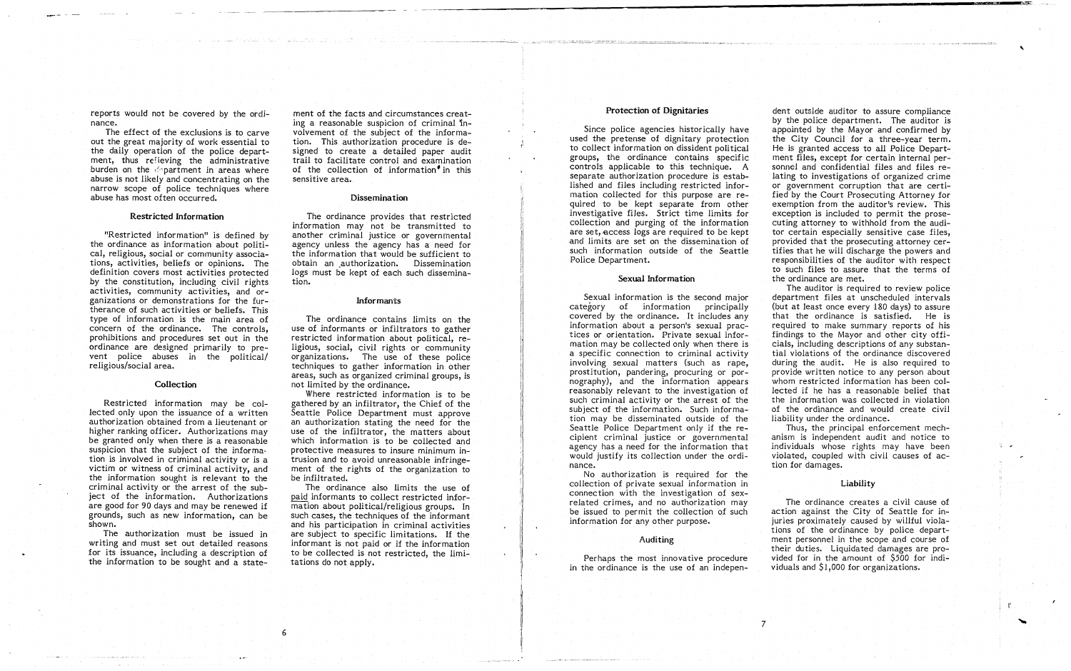reports would not be covered by the ordinance.

The effect of the exclusions is to carve out the great majority of work essential to the daily operation of the police department, thus relieving the administrative burden on the department in areas where abuse is not likely and concentrating on the narrow scope of police techniques where abuse has most often occurred.

### Restricted Information

"Restricted information" is defined by the ordinance as information about political, religious, social or community associations, activities, beliefs or opinions. The definition covers most activities protected by the constitution, including civil rights activities, community activities, and organizations or demonstrations for the furtherance of such activities or beliefs. This type of information is the main area of concern of the ordinance. The controls, prohibitions and procedures set out in the ordinance are designed primarily to prevent police abuses in the political/religious/social area.

### Collection

Restricted information may be collected only upon the issuance of a written authorization obtained from a lieutenant or higher ranking officer. Authorizations may be granted only when there is a reasonable suspicion that the subject of the information is involved in criminal activity or is a victim or witness of criminal activity, and the information sought is relevant to the criminal activity or the arrest of the subject of the information. Authorizations are good for 90 days and may be renewed if grounds, such as new information, can be shown.

The authorization must be issued in writing and must set out detailed reasons for its issuance, including a description of the information to be sought and a statement of the facts and circumstances creating a reasonable suspicion of criminal involvement of the subject of the information. This authorization procedure is designed to create a detailed paper audit trail to facilitate control and examination of the collection of information in this sensitive area.

### Dissemination

The ordinance provides that restricted information may not be transmitted to another criminal justice or governmental agency unless the agency has a need for the information that would be sufficient to obtain an authorization. Dissemination logs must be kept of each such dissemination.

### Informants

The ordinance contains limits on the use of informants or infiltrators to gather restricted information about political, religious, social, civil rights or community organizations. The use of these police techniques to gather information in other areas, such as organized criminal groups, is not limited by the ordinance.

Where restricted information is to be gathered by an infiltrator, the Chief of the Seattle Police Department must approve an authorization stating the need for the use of the infiltrator, the matters about which information is to be collected and protective measures to insure minimum intrusion and to avoid unreasonable infringement of the rights of the organization to be infiltrated.

The ordinance also limits the use of <u>paid</u> informants to collect restricted information about political/religious groups. In such cases, the techniques of the informant and his participation in criminal activities are subject to specific limitations. If the informant is not paid or if the information to be collected is not restricted, the limitations do not apply.

### Protection of Dignitaries

Since police agencies historically have used the pretense of dignitary protection to collect information on dissident political groups, the ordinance contains specific controls applicable to this technique. A separate authorization procedure is established and files including restricted information collected for this purpose are required to be kept separate from other investigative files. Strict time limits for collection and purging of the information are set, access logs are required to be kept and limits are set on the dissemination of such information outside of the Seattle Police Department.

### Sexual Information

Sexual information is the second major category of information principally covered by the ordinance. It includes any information about a person's sexual practices or orientation. Private sexual information may be collected only when there is a specific connection to criminal activity involving sexual matters (such as rape, prostitution, pandering, procuring or pornography), and the information appears reasonably relevant to the investigation of such criminal activity or the arrest of the subject of the information. Such information may be disseminated outside of the Seattle Police Department only if the recipient criminal justice or governmental agency has a need for the information that would justify its collection under the ordinance.

No authorization is required for the collection of private sexual information in connection with the investigation of sex-related crimes, and no authorization may be issued to permit the collection of such information for any other purpose.

### Auditing

Perhaps the most innovative procedure in the ordinance is the use of an independent outside auditor to assure compliance by the police department. The auditor is appointed by the Mayor and confirmed by the City Council for a three-year term. He is granted access to all Police Department files, except for certain internal personnel and confidential files and files relating to investigations of organized crime or government corruption that are certified by the Court Prosecuting Attorney for exemption from the auditor's review. This exception is included to permit the prosecuting attorney to withhold from the auditor certain especially sensitive case files, provided that the prosecuting attorney certifies that he will discharge the powers and responsibilities of the auditor with respect to such files to assure that the terms of the ordinance are met.

The auditor is required to review police department files at unscheduled intervals (but at least once every 180 days) to assure that the ordinance is satisfied. He is required to make summary reports of his findings to the Mayor and other city officials, including descriptions of any substantial violations of the ordinance discovered during the audit. He is also required to provide written notice to any person about whom restricted information has been collected if he has a reasonable belief that the information was collected in violation of the ordinance and would create civil liability under the ordinance.

Thus, the principal enforcement mechanism is independent audit and notice to individuals whose rights may have been violated, coupled with civil causes of action for damages.

### Liability

The ordinance creates a civil cause of action against the City of Seattle for injuries proximately caused by willful violations of the ordinance by police department personnel in the scope and course of their duties. Liquidated damages are provided for in the amount of $500 for individuals and $1,000 for organizations.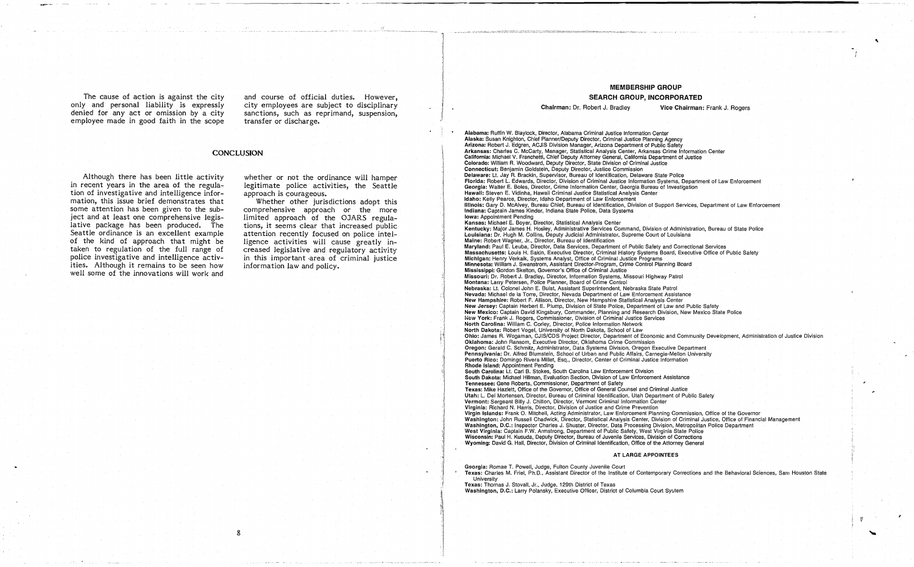The cause of action is against the city only and personal liability is expressly denied for any act or omission by a city employee made in good faith in the scope and course of official duties. However, city employees are subject to disciplinary sanctions, such as reprimand, suspension, transfer or discharge.

## CONCLUSION

Although there has been little activity in recent years in the area of the regulation of investigative and intelligence information, this issue brief demonstrates that some attention has been given to the subject and at least one comprehensive legislative package has been produced. The Seattle ordinance is an excellent example of the kind of approach that might be taken to regulation of the full range of police investigative and intelligence activities. Although it remains to be seen how well some of the innovations will work and whether or not the ordinance will hamper legitimate police activities, the Seattle approach is courageous.

Whether other jurisdictions adopt this comprehensive approach or the more limited approach of the OJARS regulations, it seems clear that increased public attention recently focused on police intelligence activities will cause greatly increased legislative and regulatory activity in this important area of criminal justice information law and policy.

## MEMBERSHIP GROUP
## SEARCH GROUP, INCORPORATED

**Chairman:** Dr. Robert J. Bradley **Vice Chairman:** Frank J. Rogers

**Alabama:** Ruffin W. Blaylock, Director, Alabama Criminal Justice Information Center
**Alaska:** Susan Knighton, Chief Planner/Deputy Director, Criminal Justice Planning Agency
**Arizona:** Robert J. Edgren, ACJIS Division Manager, Arizona Department of Public Safety
**Arkansas:** Charles C. McCarty, Manager, Statistical Analysis Center, Arkansas Crime Information Center
**California:** Michael V. Franchetti, Chief Deputy Attorney General, California Department of Justice
**Colorado:** William R. Woodward, Deputy Director, State Division of Criminal Justice
**Connecticut:** Benjamin Goldstein, Deputy Director, Justice Commission
**Delaware:** Lt. Jay R. Brackin, Supervisor, Bureau of Identification, Delaware State Police
**Florida:** Robert L. Edwards, Director, Division of Criminal Justice Information Systems, Department of Law Enforcement
**Georgia:** Walter E. Boles, Director, Crime Information Center, Georgia Bureau of Investigation
**Hawaii:** Steven E. Vidinha, Hawaii Criminal Justice Statistical Analysis Center
**Idaho:** Kelly Pearce, Director, Idaho Department of Law Enforcement
**Illinois:** Gary D. McAlvey, Bureau Chief, Bureau of Identification, Division of Support Services, Department of Law Enforcement
**Indiana:** Captain James Kinder, Indiana State Police, Data Systems
**Iowa:** Appointment Pending
**Kansas:** Michael E. Boyer, Director, Statistical Analysis Center
**Kentucky:** Major James H. Hosley, Administrative Services Command, Division of Administration, Bureau of State Police
**Louisiana:** Dr. Hugh M. Collins, Deputy Judicial Administrator, Supreme Court of Louisiana
**Maine:** Robert Wagner, Jr., Director, Bureau of Identification
**Maryland:** Paul E. Leuba, Director, Data Services, Department of Public Safety and Correctional Services
**Massachusetts:** Louis H. Sakin, Executive Director, Criminal History Systems Board, Executive Office of Public Safety
**Michigan:** Henry Verkaik, Systems Analyst, Office of Criminal Justice Programs
**Minnesota:** William J. Swanstrom, Assistant Director-Program, Crime Control Planning Board
**Mississippi:** Gordon Skelton, Governor's Office of Criminal Justice
**Missouri:** Dr. Robert J. Bradley, Director, Information Systems, Missouri Highway Patrol
**Montana:** Larry Petersen, Police Planner, Board of Crime Control
**Nebraska:** Lt. Colonel John E. Buist, Assistant Superintendent, Nebraska State Patrol
**Nevada:** Michael de la Torre, Director, Nevada Department of Law Enforcement Assistance
**New Hampshire:** Robert F. Allison, Director, New Hampshire Statistical Analysis Center
**New Jersey:** Captain Herbert E. Plump, Division of State Police, Department of Law and Public Safety
**New Mexico:** Captain David Kingsbury, Commander, Planning and Research Division, New Mexico State Police
**New York:** Frank J. Rogers, Commissioner, Division of Criminal Justice Services
**North Carolina:** William C. Corley, Director, Police Information Network
**North Dakota:** Robert Vogel, University of North Dakota, School of Law
**Ohio:** James R. Wogaman, CJIS/CDS Project Director, Department of Economic and Community Development, Administration of Justice Division
**Oklahoma:** John Ransom, Executive Director, Oklahoma Crime Commission
**Oregon:** Gerald C. Schmitz, Administrator, Data Systems Division, Oregon Executive Department
**Pennsylvania:** Dr. Alfred Blumstein, School of Urban and Public Affairs, Carnegie-Mellon University
**Puerto Rico:** Domingo Rivera Millet, Esq., Director, Center of Criminal Justice Information
**Rhode Island:** Appointment Pending
**South Carolina:** Lt. Carl B. Stokes, South Carolina Law Enforcement Division
**South Dakota:** Michael Hillman, Evaluation Section, Division of Law Enforcement Assistance
**Tennessee:** Gene Roberts, Commissioner, Department of Safety
**Texas:** Mike Hazlett, Office of the Governor, Office of General Counsel and Criminal Justice
**Utah:** L. Del Mortensen, Director, Bureau of Criminal Identification, Utah Department of Public Safety
**Vermont:** Sergeant Billy J. Chilton, Director, Vermont Criminal Information Center
**Virginia:** Richard N. Harris, Director, Division of Justice and Crime Prevention
**Virgin Islands:** Frank O. Mitchell, Acting Administrator, Law Enforcement Planning Commission, Office of the Governor
**Washington:** John Russell Chadwick, Director, Statistical Analysis Center, Division of Criminal Justice, Office of Financial Management
**Washington, D.C.:** Inspector Charles J. Shuster, Director, Data Processing Division, Metropolitan Police Department
**West Virginia:** Captain F.W. Armstrong, Department of Public Safety, West Virginia State Police
**Wisconsin:** Paul H. Kusuda, Deputy Director, Bureau of Juvenile Services, Division of Corrections
**Wyoming:** David G. Hall, Director, Division of Criminal Identification, Office of the Attorney General

### AT LARGE APPOINTEES

**Georgia:** Romae T. Powell, Judge, Fulton County Juvenile Court
**Texas:** Charles M. Friel, Ph.D., Assistant Director of the Institute of Contemporary Corrections and the Behavioral Sciences, Sam Houston State University
**Texas:** Thomas J. Stovall, Jr., Judge, 129th District of Texas
**Washington, D.C.:** Larry Polansky, Executive Officer, District of Columbia Court System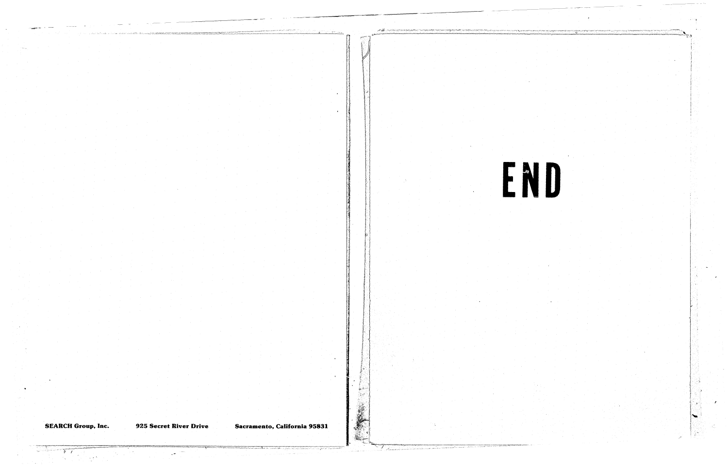**SEARCH Group, Inc.** **925 Secret River Drive** **Sacramento, California 95831**

# END